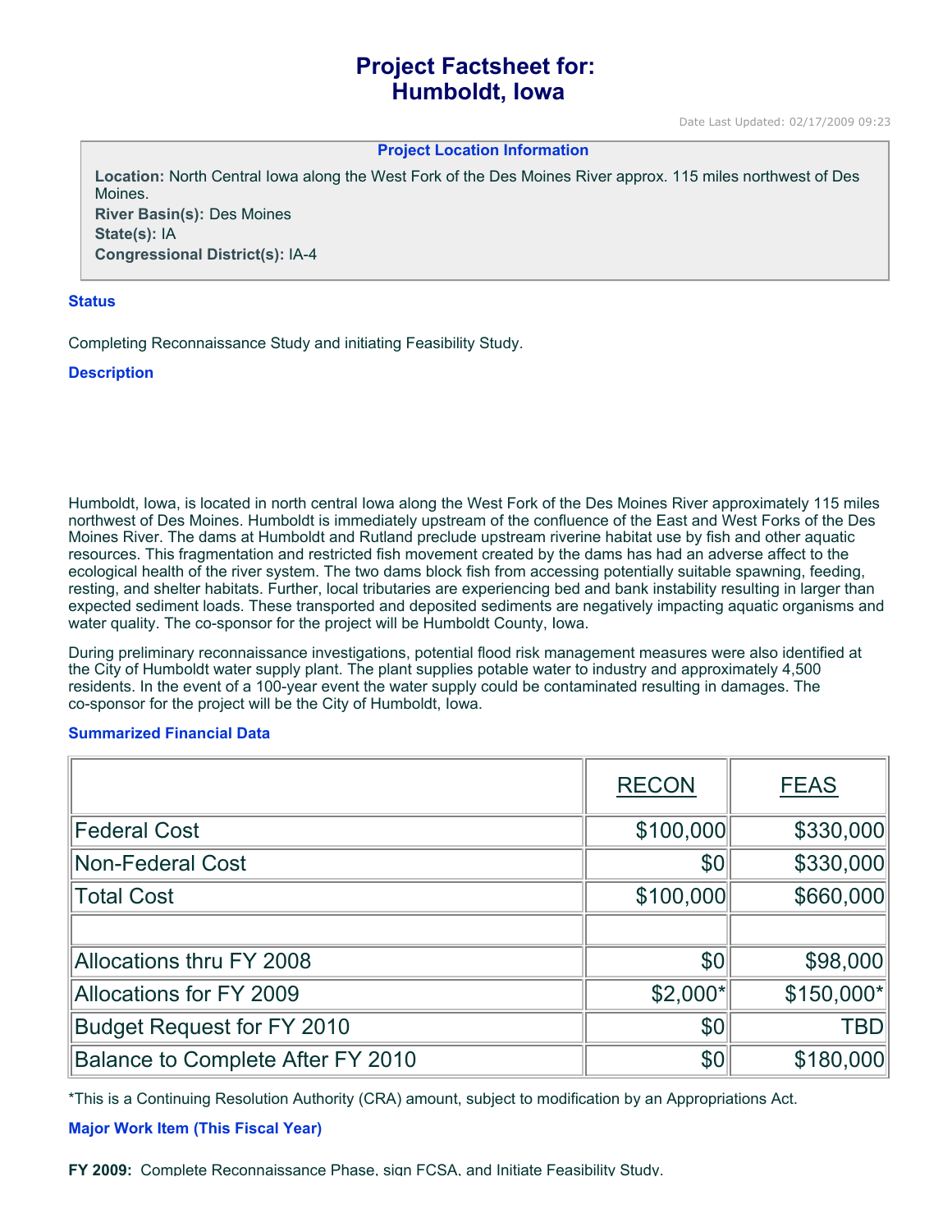# Project Factsheet for: Humboldt, Iowa

Date Last Updated: 02/17/2009 09:23

**Project Location Information**

**Location:** North Central Iowa along the West Fork of the Des Moines River approx. 115 miles northwest of Des Moines.
**River Basin(s):** Des Moines
**State(s):** IA
**Congressional District(s):** IA-4

### Status

Completing Reconnaissance Study and initiating Feasibility Study.

### Description

Humboldt, Iowa, is located in north central Iowa along the West Fork of the Des Moines River approximately 115 miles northwest of Des Moines. Humboldt is immediately upstream of the confluence of the East and West Forks of the Des Moines River. The dams at Humboldt and Rutland preclude upstream riverine habitat use by fish and other aquatic resources. This fragmentation and restricted fish movement created by the dams has had an adverse affect to the ecological health of the river system. The two dams block fish from accessing potentially suitable spawning, feeding, resting, and shelter habitats. Further, local tributaries are experiencing bed and bank instability resulting in larger than expected sediment loads. These transported and deposited sediments are negatively impacting aquatic organisms and water quality. The co-sponsor for the project will be Humboldt County, Iowa.

During preliminary reconnaissance investigations, potential flood risk management measures were also identified at the City of Humboldt water supply plant. The plant supplies potable water to industry and approximately 4,500 residents. In the event of a 100-year event the water supply could be contaminated resulting in damages. The co-sponsor for the project will be the City of Humboldt, Iowa.

### Summarized Financial Data

| | RECON | FEAS |
|---|---|---|
| Federal Cost | $100,000 | $330,000 |
| Non-Federal Cost | $0 | $330,000 |
| Total Cost | $100,000 | $660,000 |
| | | |
| Allocations thru FY 2008 | $0 | $98,000 |
| Allocations for FY 2009 | $2,000* | $150,000* |
| Budget Request for FY 2010 | $0 | TBD |
| Balance to Complete After FY 2010 | $0 | $180,000 |

*This is a Continuing Resolution Authority (CRA) amount, subject to modification by an Appropriations Act.

### Major Work Item (This Fiscal Year)

**FY 2009:** Complete Reconnaissance Phase, sign FCSA, and Initiate Feasibility Study.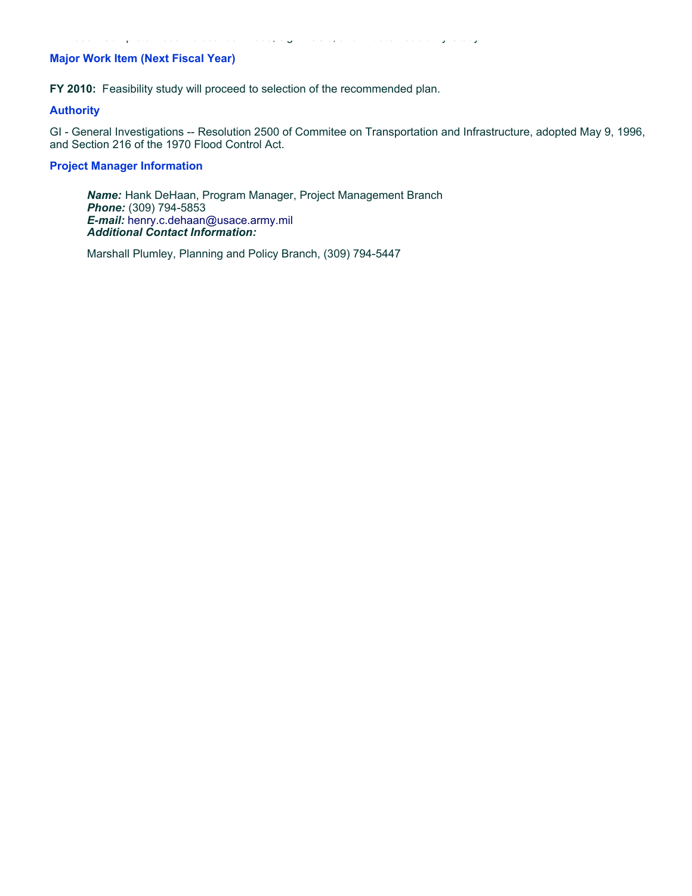### Major Work Item (Next Fiscal Year)

**FY 2010:** Feasibility study will proceed to selection of the recommended plan.

### Authority

GI - General Investigations -- Resolution 2500 of Commitee on Transportation and Infrastructure, adopted May 9, 1996, and Section 216 of the 1970 Flood Control Act.

### Project Manager Information

***Name:*** Hank DeHaan, Program Manager, Project Management Branch
***Phone:*** (309) 794-5853
***E-mail:*** henry.c.dehaan@usace.army.mil
***Additional Contact Information:***

Marshall Plumley, Planning and Policy Branch, (309) 794-5447